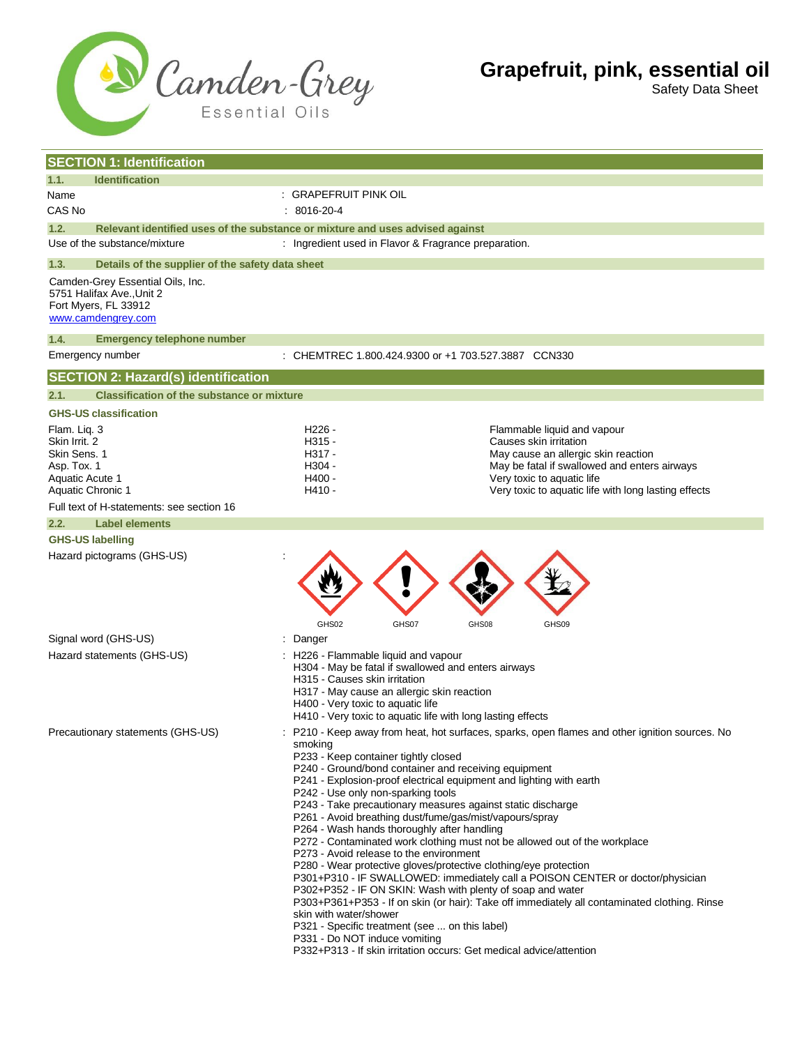# Grapefruit, pink, essential oil

Safety Data Sheet

## SECTION 1: Identification

### 1.1. Identification

| | |
|---|---|
| Name | : GRAPEFRUIT PINK OIL |
| CAS No | : 8016-20-4 |

### 1.2. Relevant identified uses of the substance or mixture and uses advised against

| | |
|---|---|
| Use of the substance/mixture | : Ingredient used in Flavor & Fragrance preparation. |

### 1.3. Details of the supplier of the safety data sheet

Camden-Grey Essential Oils, Inc.
5751 Halifax Ave.,Unit 2
Fort Myers, FL 33912
www.camdengrey.com

### 1.4. Emergency telephone number

| | |
|---|---|
| Emergency number | : CHEMTREC 1.800.424.9300 or +1 703.527.3887 CCN330 |

## SECTION 2: Hazard(s) identification

### 2.1. Classification of the substance or mixture

**GHS-US classification**

| | | |
|---|---|---|
| Flam. Liq. 3 | H226 - | Flammable liquid and vapour |
| Skin Irrit. 2 | H315 - | Causes skin irritation |
| Skin Sens. 1 | H317 - | May cause an allergic skin reaction |
| Asp. Tox. 1 | H304 - | May be fatal if swallowed and enters airways |
| Aquatic Acute 1 | H400 - | Very toxic to aquatic life |
| Aquatic Chronic 1 | H410 - | Very toxic to aquatic life with long lasting effects |

Full text of H-statements: see section 16

### 2.2. Label elements

**GHS-US labelling**

Hazard pictograms (GHS-US) :

GHS02 GHS07 GHS08 GHS09

Signal word (GHS-US) : Danger

Hazard statements (GHS-US) :
- H226 - Flammable liquid and vapour
- H304 - May be fatal if swallowed and enters airways
- H315 - Causes skin irritation
- H317 - May cause an allergic skin reaction
- H400 - Very toxic to aquatic life
- H410 - Very toxic to aquatic life with long lasting effects

Precautionary statements (GHS-US) :
- P210 - Keep away from heat, hot surfaces, sparks, open flames and other ignition sources. No smoking
- P233 - Keep container tightly closed
- P240 - Ground/bond container and receiving equipment
- P241 - Explosion-proof electrical equipment and lighting with earth
- P242 - Use only non-sparking tools
- P243 - Take precautionary measures against static discharge
- P261 - Avoid breathing dust/fume/gas/mist/vapours/spray
- P264 - Wash hands thoroughly after handling
- P272 - Contaminated work clothing must not be allowed out of the workplace
- P273 - Avoid release to the environment
- P280 - Wear protective gloves/protective clothing/eye protection
- P301+P310 - IF SWALLOWED: immediately call a POISON CENTER or doctor/physician
- P302+P352 - IF ON SKIN: Wash with plenty of soap and water
- P303+P361+P353 - If on skin (or hair): Take off immediately all contaminated clothing. Rinse skin with water/shower
- P321 - Specific treatment (see ... on this label)
- P331 - Do NOT induce vomiting
- P332+P313 - If skin irritation occurs: Get medical advice/attention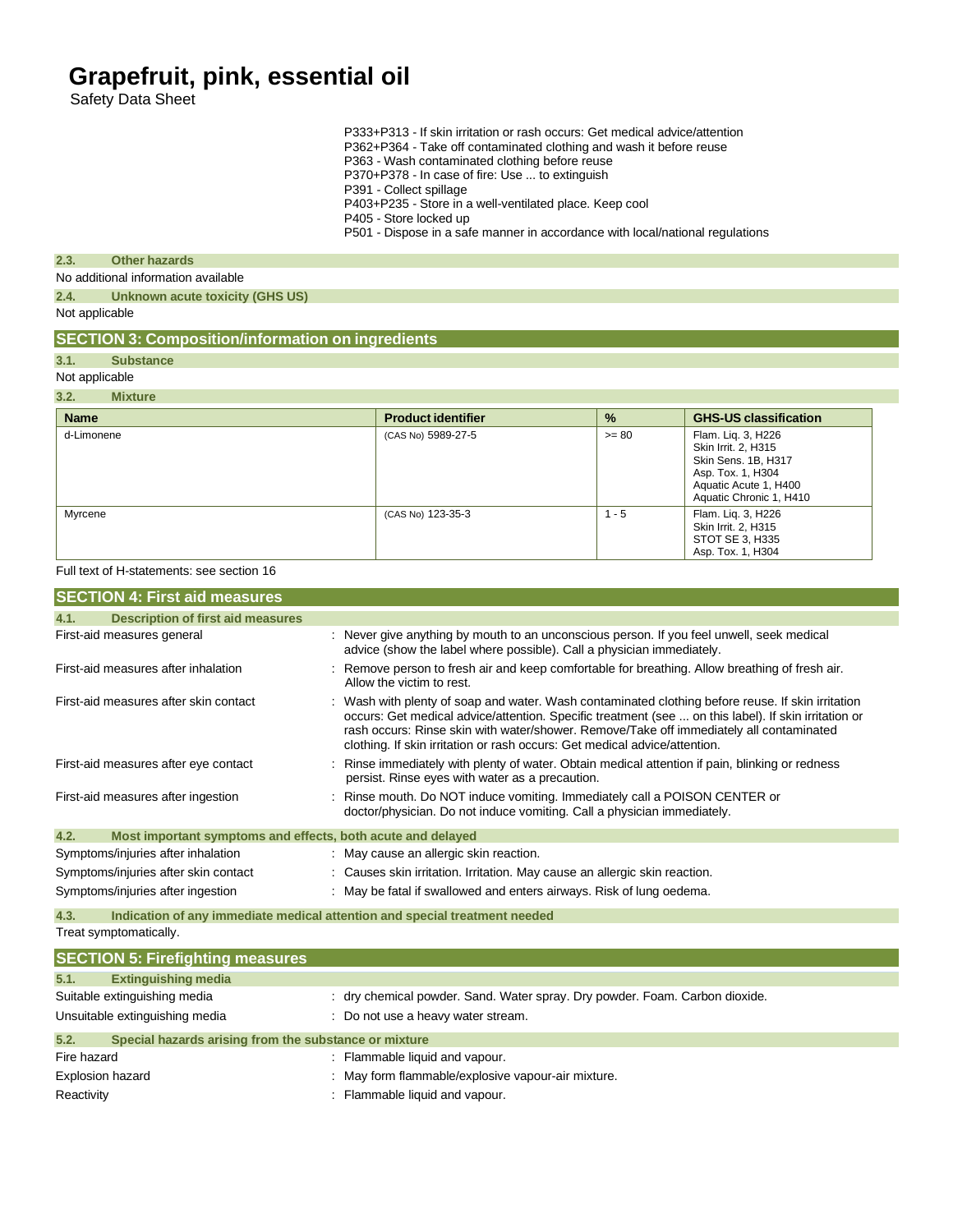P333+P313 - If skin irritation or rash occurs: Get medical advice/attention
P362+P364 - Take off contaminated clothing and wash it before reuse
P363 - Wash contaminated clothing before reuse
P370+P378 - In case of fire: Use ... to extinguish
P391 - Collect spillage
P403+P235 - Store in a well-ventilated place. Keep cool
P405 - Store locked up
P501 - Dispose in a safe manner in accordance with local/national regulations

### 2.3. Other hazards

No additional information available

### 2.4. Unknown acute toxicity (GHS US)

Not applicable

## SECTION 3: Composition/information on ingredients

### 3.1. Substance

Not applicable

### 3.2. Mixture

| Name | Product identifier | % | GHS-US classification |
|---|---|---|---|
| d-Limonene | (CAS No) 5989-27-5 | >= 80 | Flam. Liq. 3, H226<br>Skin Irrit. 2, H315<br>Skin Sens. 1B, H317<br>Asp. Tox. 1, H304<br>Aquatic Acute 1, H400<br>Aquatic Chronic 1, H410 |
| Myrcene | (CAS No) 123-35-3 | 1 - 5 | Flam. Liq. 3, H226<br>Skin Irrit. 2, H315<br>STOT SE 3, H335<br>Asp. Tox. 1, H304 |

Full text of H-statements: see section 16

## SECTION 4: First aid measures

### 4.1. Description of first aid measures

First-aid measures general : Never give anything by mouth to an unconscious person. If you feel unwell, seek medical advice (show the label where possible). Call a physician immediately.

First-aid measures after inhalation : Remove person to fresh air and keep comfortable for breathing. Allow breathing of fresh air. Allow the victim to rest.

First-aid measures after skin contact : Wash with plenty of soap and water. Wash contaminated clothing before reuse. If skin irritation occurs: Get medical advice/attention. Specific treatment (see ... on this label). If skin irritation or rash occurs: Rinse skin with water/shower. Remove/Take off immediately all contaminated clothing. If skin irritation or rash occurs: Get medical advice/attention.

First-aid measures after eye contact : Rinse immediately with plenty of water. Obtain medical attention if pain, blinking or redness persist. Rinse eyes with water as a precaution.

First-aid measures after ingestion : Rinse mouth. Do NOT induce vomiting. Immediately call a POISON CENTER or doctor/physician. Do not induce vomiting. Call a physician immediately.

### 4.2. Most important symptoms and effects, both acute and delayed

Symptoms/injuries after inhalation : May cause an allergic skin reaction.

Symptoms/injuries after skin contact : Causes skin irritation. Irritation. May cause an allergic skin reaction.

Symptoms/injuries after ingestion : May be fatal if swallowed and enters airways. Risk of lung oedema.

### 4.3. Indication of any immediate medical attention and special treatment needed

Treat symptomatically.

## SECTION 5: Firefighting measures

### 5.1. Extinguishing media

Suitable extinguishing media : dry chemical powder. Sand. Water spray. Dry powder. Foam. Carbon dioxide.

Unsuitable extinguishing media : Do not use a heavy water stream.

### 5.2. Special hazards arising from the substance or mixture

Fire hazard : Flammable liquid and vapour.

Explosion hazard : May form flammable/explosive vapour-air mixture.

Reactivity : Flammable liquid and vapour.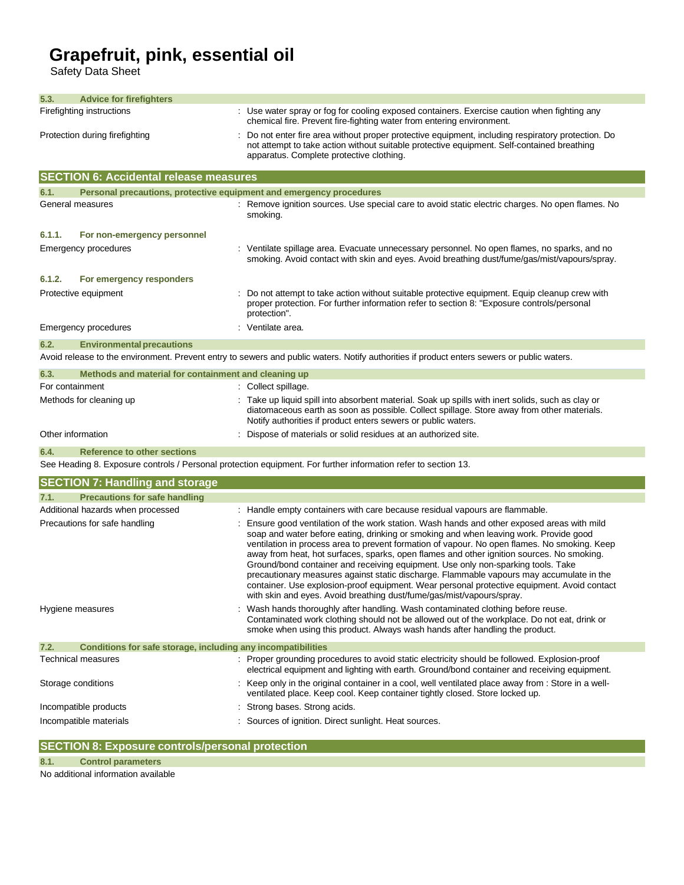### 5.3. Advice for firefighters

| | |
|---|---|
| Firefighting instructions | : Use water spray or fog for cooling exposed containers. Exercise caution when fighting any chemical fire. Prevent fire-fighting water from entering environment. |
| Protection during firefighting | : Do not enter fire area without proper protective equipment, including respiratory protection. Do not attempt to take action without suitable protective equipment. Self-contained breathing apparatus. Complete protective clothing. |

## SECTION 6: Accidental release measures

### 6.1. Personal precautions, protective equipment and emergency procedures

| | |
|---|---|
| General measures | : Remove ignition sources. Use special care to avoid static electric charges. No open flames. No smoking. |

#### 6.1.1. For non-emergency personnel

| | |
|---|---|
| Emergency procedures | : Ventilate spillage area. Evacuate unnecessary personnel. No open flames, no sparks, and no smoking. Avoid contact with skin and eyes. Avoid breathing dust/fume/gas/mist/vapours/spray. |

#### 6.1.2. For emergency responders

| | |
|---|---|
| Protective equipment | : Do not attempt to take action without suitable protective equipment. Equip cleanup crew with proper protection. For further information refer to section 8: "Exposure controls/personal protection". |
| Emergency procedures | : Ventilate area. |

### 6.2. Environmental precautions

Avoid release to the environment. Prevent entry to sewers and public waters. Notify authorities if product enters sewers or public waters.

### 6.3. Methods and material for containment and cleaning up

| | |
|---|---|
| For containment | : Collect spillage. |
| Methods for cleaning up | : Take up liquid spill into absorbent material. Soak up spills with inert solids, such as clay or diatomaceous earth as soon as possible. Collect spillage. Store away from other materials. Notify authorities if product enters sewers or public waters. |
| Other information | : Dispose of materials or solid residues at an authorized site. |

### 6.4. Reference to other sections

See Heading 8. Exposure controls / Personal protection equipment. For further information refer to section 13.

## SECTION 7: Handling and storage

### 7.1. Precautions for safe handling

| | |
|---|---|
| Additional hazards when processed | : Handle empty containers with care because residual vapours are flammable. |
| Precautions for safe handling | : Ensure good ventilation of the work station. Wash hands and other exposed areas with mild soap and water before eating, drinking or smoking and when leaving work. Provide good ventilation in process area to prevent formation of vapour. No open flames. No smoking. Keep away from heat, hot surfaces, sparks, open flames and other ignition sources. No smoking. Ground/bond container and receiving equipment. Use only non-sparking tools. Take precautionary measures against static discharge. Flammable vapours may accumulate in the container. Use explosion-proof equipment. Wear personal protective equipment. Avoid contact with skin and eyes. Avoid breathing dust/fume/gas/mist/vapours/spray. |
| Hygiene measures | : Wash hands thoroughly after handling. Wash contaminated clothing before reuse. Contaminated work clothing should not be allowed out of the workplace. Do not eat, drink or smoke when using this product. Always wash hands after handling the product. |

### 7.2. Conditions for safe storage, including any incompatibilities

| | |
|---|---|
| Technical measures | : Proper grounding procedures to avoid static electricity should be followed. Explosion-proof electrical equipment and lighting with earth. Ground/bond container and receiving equipment. |
| Storage conditions | : Keep only in the original container in a cool, well ventilated place away from : Store in a well-ventilated place. Keep cool. Keep container tightly closed. Store locked up. |
| Incompatible products | : Strong bases. Strong acids. |
| Incompatible materials | : Sources of ignition. Direct sunlight. Heat sources. |

## SECTION 8: Exposure controls/personal protection

### 8.1. Control parameters

No additional information available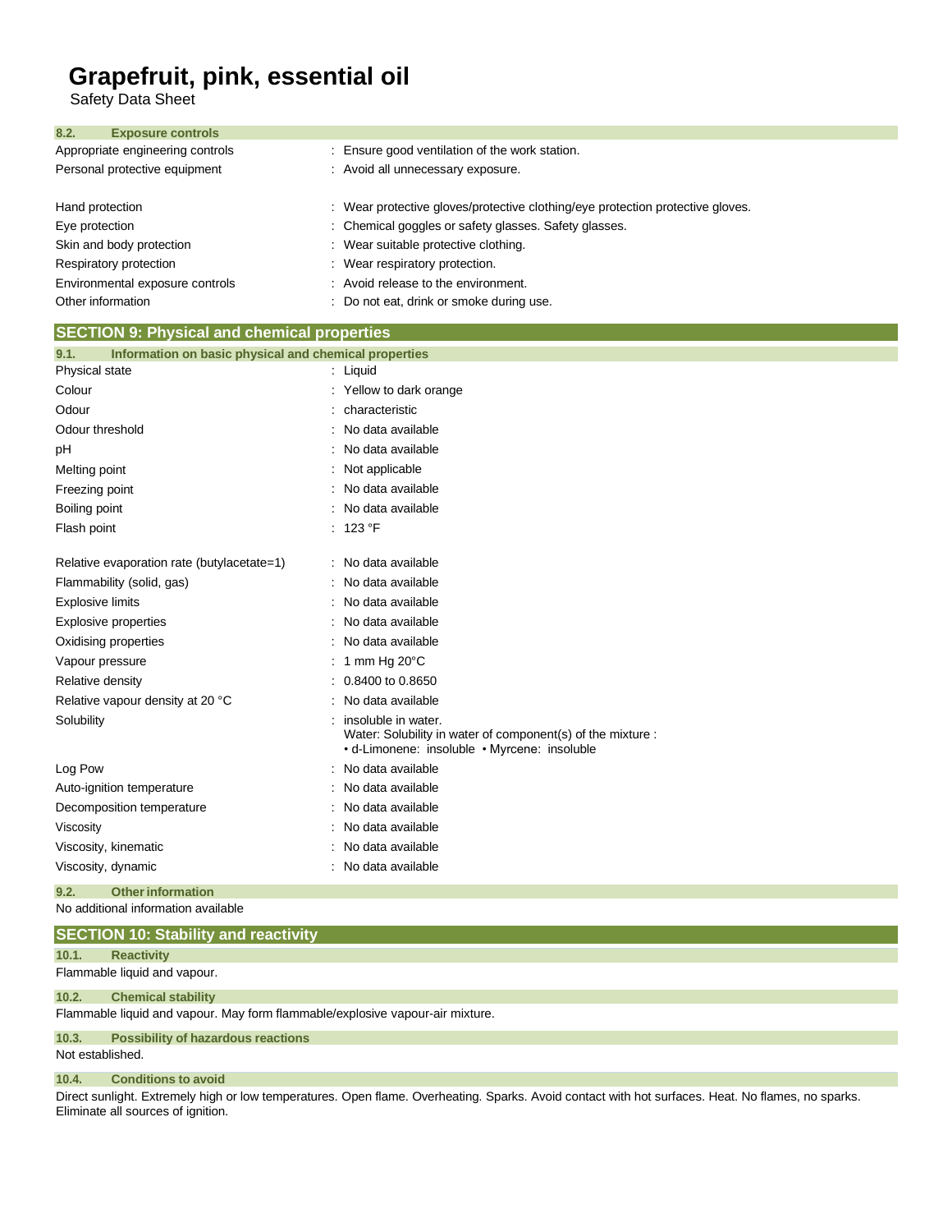#### 8.2. Exposure controls

| | |
|---|---|
| Appropriate engineering controls | : Ensure good ventilation of the work station. |
| Personal protective equipment | : Avoid all unnecessary exposure. |
| Hand protection | : Wear protective gloves/protective clothing/eye protection protective gloves. |
| Eye protection | : Chemical goggles or safety glasses. Safety glasses. |
| Skin and body protection | : Wear suitable protective clothing. |
| Respiratory protection | : Wear respiratory protection. |
| Environmental exposure controls | : Avoid release to the environment. |
| Other information | : Do not eat, drink or smoke during use. |

## SECTION 9: Physical and chemical properties

#### 9.1. Information on basic physical and chemical properties

| | |
|---|---|
| Physical state | : Liquid |
| Colour | : Yellow to dark orange |
| Odour | : characteristic |
| Odour threshold | : No data available |
| pH | : No data available |
| Melting point | : Not applicable |
| Freezing point | : No data available |
| Boiling point | : No data available |
| Flash point | : 123 °F |
| Relative evaporation rate (butylacetate=1) | : No data available |
| Flammability (solid, gas) | : No data available |
| Explosive limits | : No data available |
| Explosive properties | : No data available |
| Oxidising properties | : No data available |
| Vapour pressure | : 1 mm Hg 20°C |
| Relative density | : 0.8400 to 0.8650 |
| Relative vapour density at 20 °C | : No data available |
| Solubility | : insoluble in water.<br>Water: Solubility in water of component(s) of the mixture :<br>• d-Limonene: insoluble • Myrcene: insoluble |
| Log Pow | : No data available |
| Auto-ignition temperature | : No data available |
| Decomposition temperature | : No data available |
| Viscosity | : No data available |
| Viscosity, kinematic | : No data available |
| Viscosity, dynamic | : No data available |

#### 9.2. Other information

No additional information available

## SECTION 10: Stability and reactivity

#### 10.1. Reactivity

Flammable liquid and vapour.

#### 10.2. Chemical stability

Flammable liquid and vapour. May form flammable/explosive vapour-air mixture.

#### 10.3. Possibility of hazardous reactions

Not established.

#### 10.4. Conditions to avoid

Direct sunlight. Extremely high or low temperatures. Open flame. Overheating. Sparks. Avoid contact with hot surfaces. Heat. No flames, no sparks. Eliminate all sources of ignition.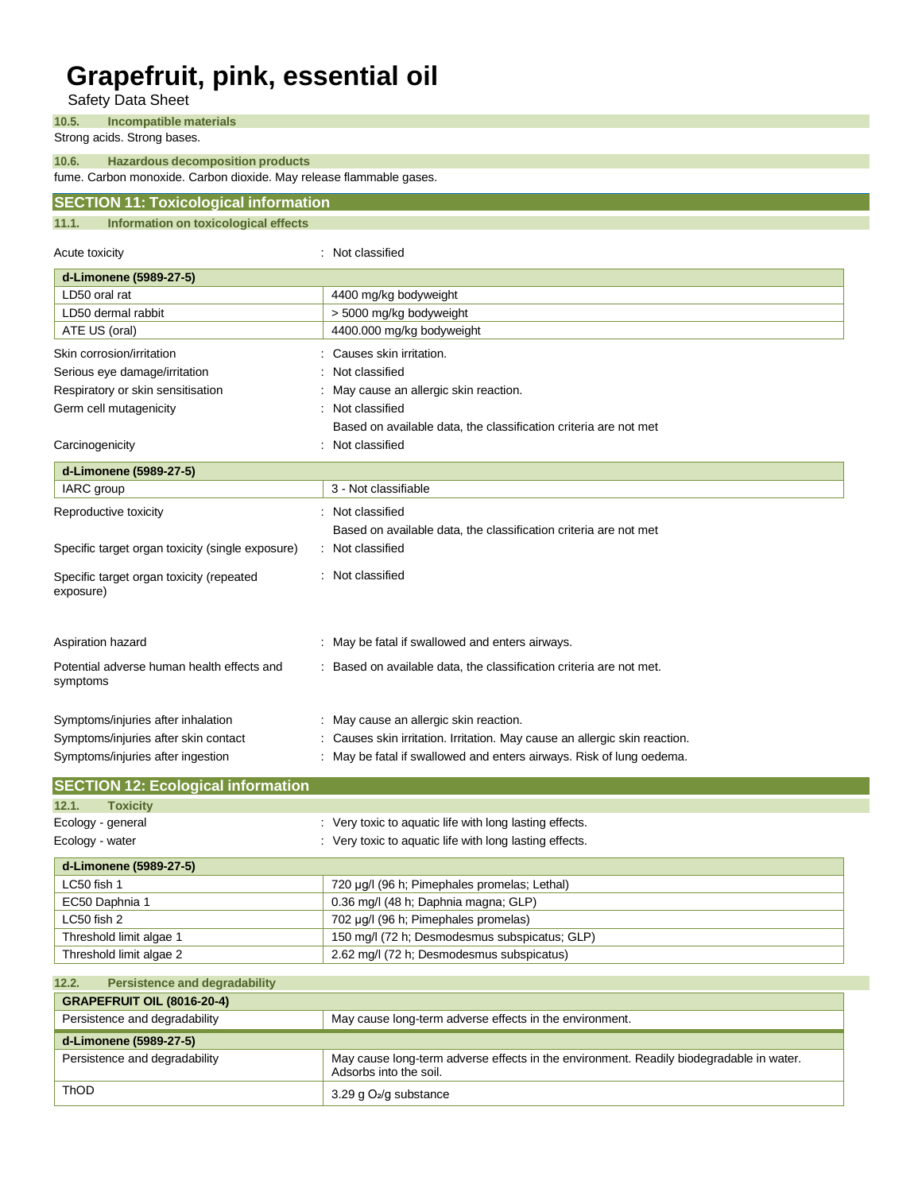### 10.5. Incompatible materials

Strong acids. Strong bases.

### 10.6. Hazardous decomposition products

fume. Carbon monoxide. Carbon dioxide. May release flammable gases.

## SECTION 11: Toxicological information

### 11.1. Information on toxicological effects

Acute toxicity : Not classified

| d-Limonene (5989-27-5) | |
|---|---|
| LD50 oral rat | 4400 mg/kg bodyweight |
| LD50 dermal rabbit | > 5000 mg/kg bodyweight |
| ATE US (oral) | 4400.000 mg/kg bodyweight |

Skin corrosion/irritation : Causes skin irritation.

Serious eye damage/irritation : Not classified

Respiratory or skin sensitisation : May cause an allergic skin reaction.

Germ cell mutagenicity : Not classified
Based on available data, the classification criteria are not met

Carcinogenicity : Not classified

| d-Limonene (5989-27-5) | |
|---|---|
| IARC group | 3 - Not classifiable |

Reproductive toxicity : Not classified
Based on available data, the classification criteria are not met

Specific target organ toxicity (single exposure) : Not classified

Specific target organ toxicity (repeated exposure) : Not classified

Aspiration hazard : May be fatal if swallowed and enters airways.

Potential adverse human health effects and symptoms : Based on available data, the classification criteria are not met.

Symptoms/injuries after inhalation : May cause an allergic skin reaction.

Symptoms/injuries after skin contact : Causes skin irritation. Irritation. May cause an allergic skin reaction.

Symptoms/injuries after ingestion : May be fatal if swallowed and enters airways. Risk of lung oedema.

## SECTION 12: Ecological information

### 12.1. Toxicity

Ecology - general : Very toxic to aquatic life with long lasting effects.

Ecology - water : Very toxic to aquatic life with long lasting effects.

| d-Limonene (5989-27-5) | |
|---|---|
| LC50 fish 1 | 720 µg/l (96 h; Pimephales promelas; Lethal) |
| EC50 Daphnia 1 | 0.36 mg/l (48 h; Daphnia magna; GLP) |
| LC50 fish 2 | 702 µg/l (96 h; Pimephales promelas) |
| Threshold limit algae 1 | 150 mg/l (72 h; Desmodesmus subspicatus; GLP) |
| Threshold limit algae 2 | 2.62 mg/l (72 h; Desmodesmus subspicatus) |

### 12.2. Persistence and degradability

| GRAPEFRUIT OIL (8016-20-4) | |
|---|---|
| Persistence and degradability | May cause long-term adverse effects in the environment. |
| **d-Limonene (5989-27-5)** | |
| Persistence and degradability | May cause long-term adverse effects in the environment. Readily biodegradable in water. Adsorbs into the soil. |
| ThOD | 3.29 g $O_2$/g substance |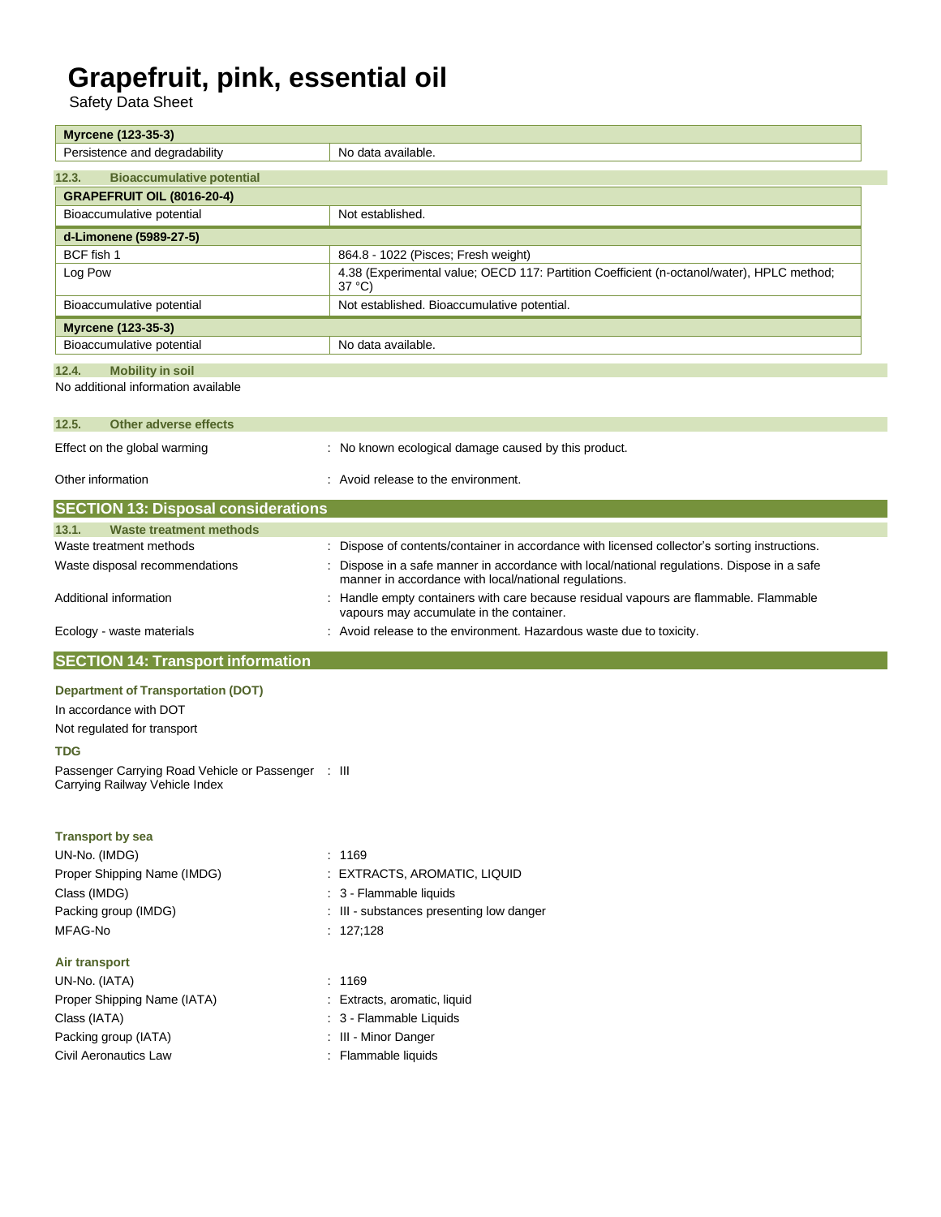| Myrcene (123-35-3) | |
|---|---|
| Persistence and degradability | No data available. |

### 12.3. Bioaccumulative potential

| GRAPEFRUIT OIL (8016-20-4) | |
|---|---|
| Bioaccumulative potential | Not established. |

| d-Limonene (5989-27-5) | |
|---|---|
| BCF fish 1 | 864.8 - 1022 (Pisces; Fresh weight) |
| Log Pow | 4.38 (Experimental value; OECD 117: Partition Coefficient (n-octanol/water), HPLC method; 37 °C) |
| Bioaccumulative potential | Not established. Bioaccumulative potential. |

| Myrcene (123-35-3) | |
|---|---|
| Bioaccumulative potential | No data available. |

### 12.4. Mobility in soil

No additional information available

### 12.5. Other adverse effects

Effect on the global warming : No known ecological damage caused by this product.

Other information : Avoid release to the environment.

## SECTION 13: Disposal considerations

### 13.1. Waste treatment methods

Waste treatment methods : Dispose of contents/container in accordance with licensed collector's sorting instructions.

Waste disposal recommendations : Dispose in a safe manner in accordance with local/national regulations. Dispose in a safe manner in accordance with local/national regulations.

Additional information : Handle empty containers with care because residual vapours are flammable. Flammable vapours may accumulate in the container.

Ecology - waste materials : Avoid release to the environment. Hazardous waste due to toxicity.

## SECTION 14: Transport information

**Department of Transportation (DOT)**

In accordance with DOT

Not regulated for transport

**TDG**

Passenger Carrying Road Vehicle or Passenger Carrying Railway Vehicle Index : III

**Transport by sea**

UN-No. (IMDG) : 1169

Proper Shipping Name (IMDG) : EXTRACTS, AROMATIC, LIQUID

Class (IMDG) : 3 - Flammable liquids

Packing group (IMDG) : III - substances presenting low danger

MFAG-No : 127;128

**Air transport**

UN-No. (IATA) : 1169

Proper Shipping Name (IATA) : Extracts, aromatic, liquid

Class (IATA) : 3 - Flammable Liquids

Packing group (IATA) : III - Minor Danger

Civil Aeronautics Law : Flammable liquids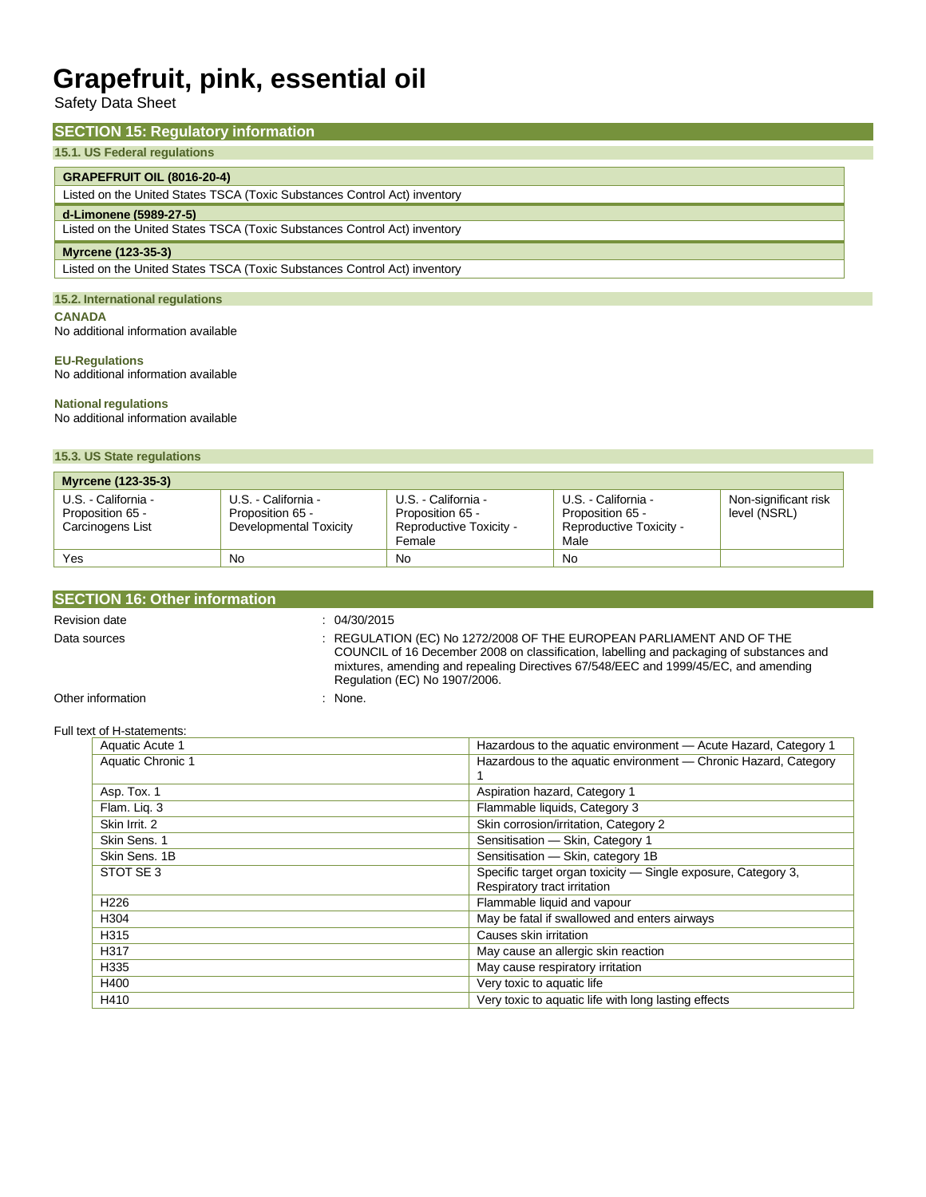# Grapefruit, pink, essential oil

Safety Data Sheet

## SECTION 15: Regulatory information

### 15.1. US Federal regulations

| GRAPEFRUIT OIL (8016-20-4) |
|---|
| Listed on the United States TSCA (Toxic Substances Control Act) inventory |

| d-Limonene (5989-27-5) |
|---|
| Listed on the United States TSCA (Toxic Substances Control Act) inventory |

| Myrcene (123-35-3) |
|---|
| Listed on the United States TSCA (Toxic Substances Control Act) inventory |

### 15.2. International regulations

**CANADA**

No additional information available

**EU-Regulations**

No additional information available

**National regulations**

No additional information available

### 15.3. US State regulations

| Myrcene (123-35-3) | | | | |
|---|---|---|---|---|
| U.S. - California - Proposition 65 - Carcinogens List | U.S. - California - Proposition 65 - Developmental Toxicity | U.S. - California - Proposition 65 - Reproductive Toxicity - Female | U.S. - California - Proposition 65 - Reproductive Toxicity - Male | Non-significant risk level (NSRL) |
| Yes | No | No | No | |

## SECTION 16: Other information

Revision date : 04/30/2015

Data sources : REGULATION (EC) No 1272/2008 OF THE EUROPEAN PARLIAMENT AND OF THE COUNCIL of 16 December 2008 on classification, labelling and packaging of substances and mixtures, amending and repealing Directives 67/548/EEC and 1999/45/EC, and amending Regulation (EC) No 1907/2006.

Other information : None.

Full text of H-statements:

| | |
|---|---|
| Aquatic Acute 1 | Hazardous to the aquatic environment — Acute Hazard, Category 1 |
| Aquatic Chronic 1 | Hazardous to the aquatic environment — Chronic Hazard, Category 1 |
| Asp. Tox. 1 | Aspiration hazard, Category 1 |
| Flam. Liq. 3 | Flammable liquids, Category 3 |
| Skin Irrit. 2 | Skin corrosion/irritation, Category 2 |
| Skin Sens. 1 | Sensitisation — Skin, Category 1 |
| Skin Sens. 1B | Sensitisation — Skin, category 1B |
| STOT SE 3 | Specific target organ toxicity — Single exposure, Category 3, Respiratory tract irritation |
| H226 | Flammable liquid and vapour |
| H304 | May be fatal if swallowed and enters airways |
| H315 | Causes skin irritation |
| H317 | May cause an allergic skin reaction |
| H335 | May cause respiratory irritation |
| H400 | Very toxic to aquatic life |
| H410 | Very toxic to aquatic life with long lasting effects |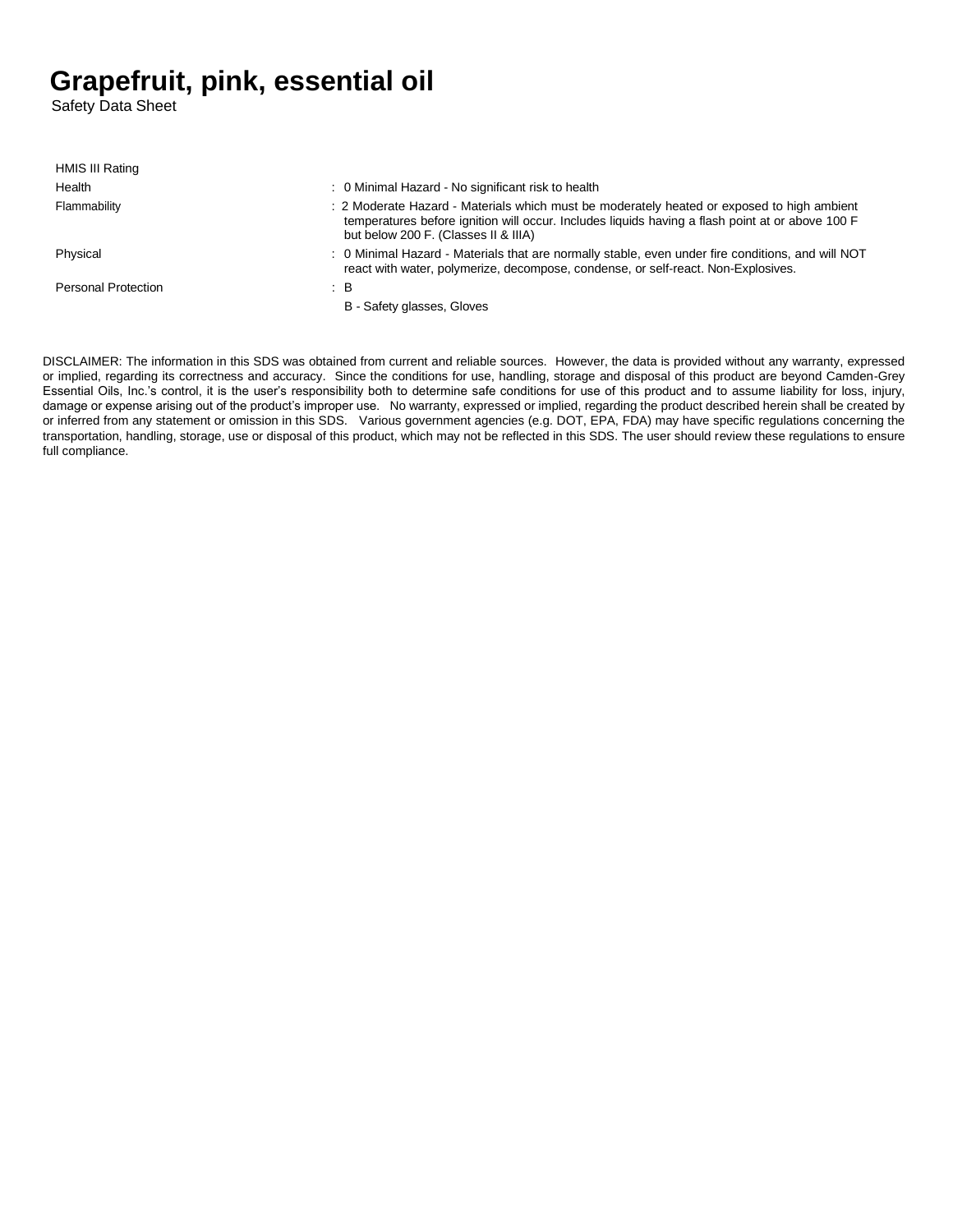# Grapefruit, pink, essential oil

Safety Data Sheet

HMIS III Rating

| | |
|---|---|
| Health | : 0 Minimal Hazard - No significant risk to health |
| Flammability | : 2 Moderate Hazard - Materials which must be moderately heated or exposed to high ambient temperatures before ignition will occur. Includes liquids having a flash point at or above 100 F but below 200 F. (Classes II & IIIA) |
| Physical | : 0 Minimal Hazard - Materials that are normally stable, even under fire conditions, and will NOT react with water, polymerize, decompose, condense, or self-react. Non-Explosives. |
| Personal Protection | : B |
| | B - Safety glasses, Gloves |

DISCLAIMER: The information in this SDS was obtained from current and reliable sources. However, the data is provided without any warranty, expressed or implied, regarding its correctness and accuracy. Since the conditions for use, handling, storage and disposal of this product are beyond Camden-Grey Essential Oils, Inc.'s control, it is the user's responsibility both to determine safe conditions for use of this product and to assume liability for loss, injury, damage or expense arising out of the product's improper use. No warranty, expressed or implied, regarding the product described herein shall be created by or inferred from any statement or omission in this SDS. Various government agencies (e.g. DOT, EPA, FDA) may have specific regulations concerning the transportation, handling, storage, use or disposal of this product, which may not be reflected in this SDS. The user should review these regulations to ensure full compliance.